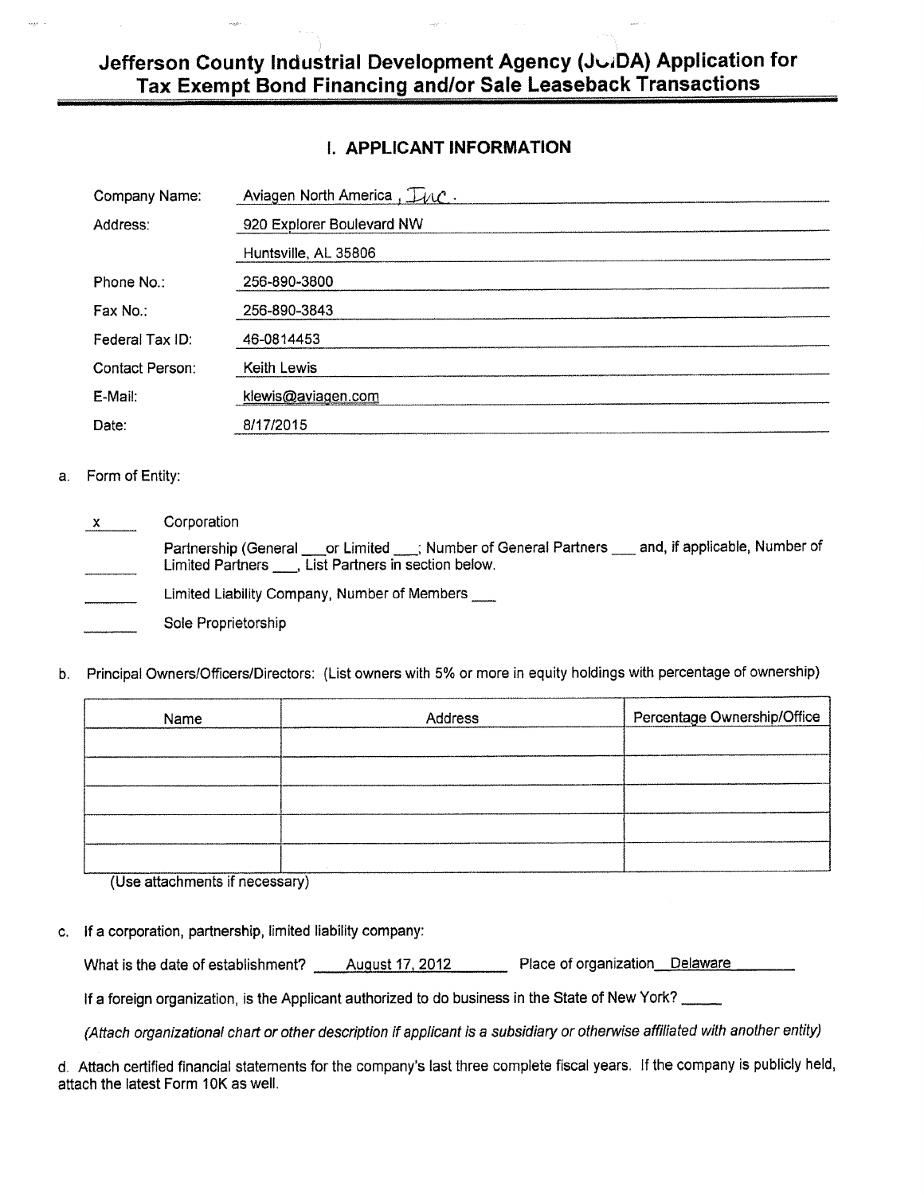# Jefferson County Industrial Development Agency (JCIDA) Application for Tax Exempt Bond Financing and/or Sale Leaseback Transactions

## I. APPLICANT INFORMATION

| | |
|---|---|
| Company Name: | Aviagen North America, Inc. |
| Address: | 920 Explorer Boulevard NW |
| | Huntsville, AL 35806 |
| Phone No.: | 256-890-3800 |
| Fax No.: | 256-890-3843 |
| Federal Tax ID: | 46-0814453 |
| Contact Person: | Keith Lewis |
| E-Mail: | klewis@aviagen.com |
| Date: | 8/17/2015 |

a. Form of Entity:

- x Corporation
- ___ Partnership (General ___ or Limited ___; Number of General Partners ___ and, if applicable, Number of Limited Partners ___, List Partners in section below.
- ___ Limited Liability Company, Number of Members ___
- ___ Sole Proprietorship

b. Principal Owners/Officers/Directors: (List owners with 5% or more in equity holdings with percentage of ownership)

| Name | Address | Percentage Ownership/Office |
|---|---|---|
| | | |
| | | |
| | | |
| | | |
| | | |

(Use attachments if necessary)

c. If a corporation, partnership, limited liability company:

What is the date of establishment? August 17, 2012 Place of organization Delaware

If a foreign organization, is the Applicant authorized to do business in the State of New York? _____

*(Attach organizational chart or other description if applicant is a subsidiary or otherwise affiliated with another entity)*

d. Attach certified financial statements for the company's last three complete fiscal years. If the company is publicly held, attach the latest Form 10K as well.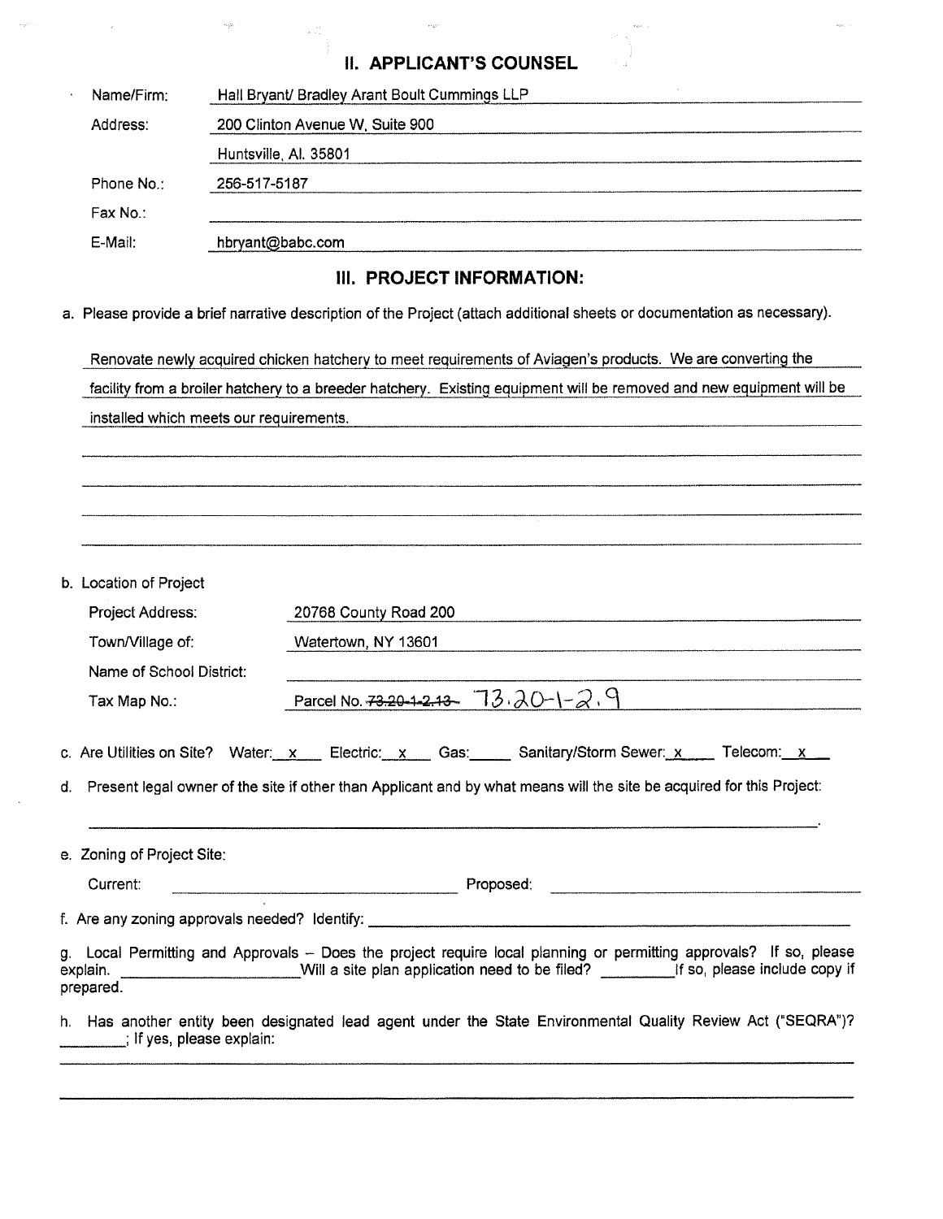## II. APPLICANT'S COUNSEL

| | |
|---|---|
| Name/Firm: | Hall Bryant/ Bradley Arant Boult Cummings LLP |
| Address: | 200 Clinton Avenue W, Suite 900 |
| | Huntsville, Al. 35801 |
| Phone No.: | 256-517-5187 |
| Fax No.: | |
| E-Mail: | hbryant@babc.com |

## III. PROJECT INFORMATION:

a. Please provide a brief narrative description of the Project (attach additional sheets or documentation as necessary).

Renovate newly acquired chicken hatchery to meet requirements of Aviagen's products. We are converting the facility from a broiler hatchery to a breeder hatchery. Existing equipment will be removed and new equipment will be installed which meets our requirements.

b. Location of Project

| | |
|---|---|
| Project Address: | 20768 County Road 200 |
| Town/Village of: | Watertown, NY 13601 |
| Name of School District: | |
| Tax Map No.: | Parcel No. ~~73.20-1-2.13~~ 73.20-1-2.9 |

c. Are Utilities on Site? Water: x Electric: x Gas: \_\_\_\_ Sanitary/Storm Sewer: x Telecom: x

d. Present legal owner of the site if other than Applicant and by what means will the site be acquired for this Project:

e. Zoning of Project Site:

Current: \_\_\_\_\_\_\_\_\_\_ Proposed: \_\_\_\_\_\_\_\_\_\_

f. Are any zoning approvals needed? Identify: \_\_\_\_\_\_\_\_\_\_

g. Local Permitting and Approvals – Does the project require local planning or permitting approvals? If so, please explain. \_\_\_\_\_\_\_\_\_\_ Will a site plan application need to be filed? \_\_\_\_\_\_\_\_\_\_ If so, please include copy if prepared.

h. Has another entity been designated lead agent under the State Environmental Quality Review Act ("SEQRA")? \_\_\_\_\_\_\_\_\_\_; If yes, please explain: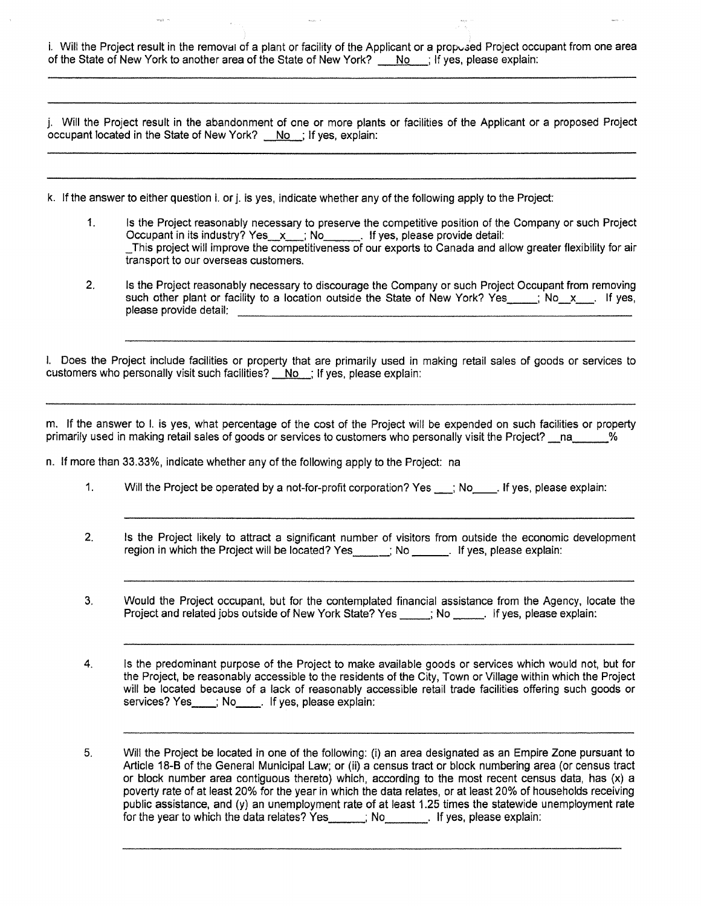i. Will the Project result in the removal of a plant or facility of the Applicant or a proposed Project occupant from one area of the State of New York to another area of the State of New York? \_\_No\_\_; If yes, please explain:

j. Will the Project result in the abandonment of one or more plants or facilities of the Applicant or a proposed Project occupant located in the State of New York? \_\_No\_\_; If yes, explain:

k. If the answer to either question i. or j. is yes, indicate whether any of the following apply to the Project:

1. Is the Project reasonably necessary to preserve the competitive position of the Company or such Project Occupant in its industry? Yes\_\_x\_\_; No\_\_\_\_\_\_. If yes, please provide detail:
   \_This project will improve the competitiveness of our exports to Canada and allow greater flexibility for air transport to our overseas customers.

2. Is the Project reasonably necessary to discourage the Company or such Project Occupant from removing such other plant or facility to a location outside the State of New York? Yes\_\_\_\_\_; No\_\_x\_\_. If yes, please provide detail:

l. Does the Project include facilities or property that are primarily used in making retail sales of goods or services to customers who personally visit such facilities? \_\_No\_\_; If yes, please explain:

m. If the answer to l. is yes, what percentage of the cost of the Project will be expended on such facilities or property primarily used in making retail sales of goods or services to customers who personally visit the Project? \_\_na\_\_\_\_\_\_%

n. If more than 33.33%, indicate whether any of the following apply to the Project: na

1. Will the Project be operated by a not-for-profit corporation? Yes \_\_\_; No\_\_\_\_. If yes, please explain:

2. Is the Project likely to attract a significant number of visitors from outside the economic development region in which the Project will be located? Yes\_\_\_\_\_\_; No \_\_\_\_\_\_. If yes, please explain:

3. Would the Project occupant, but for the contemplated financial assistance from the Agency, locate the Project and related jobs outside of New York State? Yes \_\_\_\_\_; No \_\_\_\_\_. If yes, please explain:

4. Is the predominant purpose of the Project to make available goods or services which would not, but for the Project, be reasonably accessible to the residents of the City, Town or Village within which the Project will be located because of a lack of reasonably accessible retail trade facilities offering such goods or services? Yes\_\_\_\_; No\_\_\_\_. If yes, please explain:

5. Will the Project be located in one of the following: (i) an area designated as an Empire Zone pursuant to Article 18-B of the General Municipal Law; or (ii) a census tract or block numbering area (or census tract or block number area contiguous thereto) which, according to the most recent census data, has (x) a poverty rate of at least 20% for the year in which the data relates, or at least 20% of households receiving public assistance, and (y) an unemployment rate of at least 1.25 times the statewide unemployment rate for the year to which the data relates? Yes\_\_\_\_\_\_; No\_\_\_\_\_\_\_. If yes, please explain: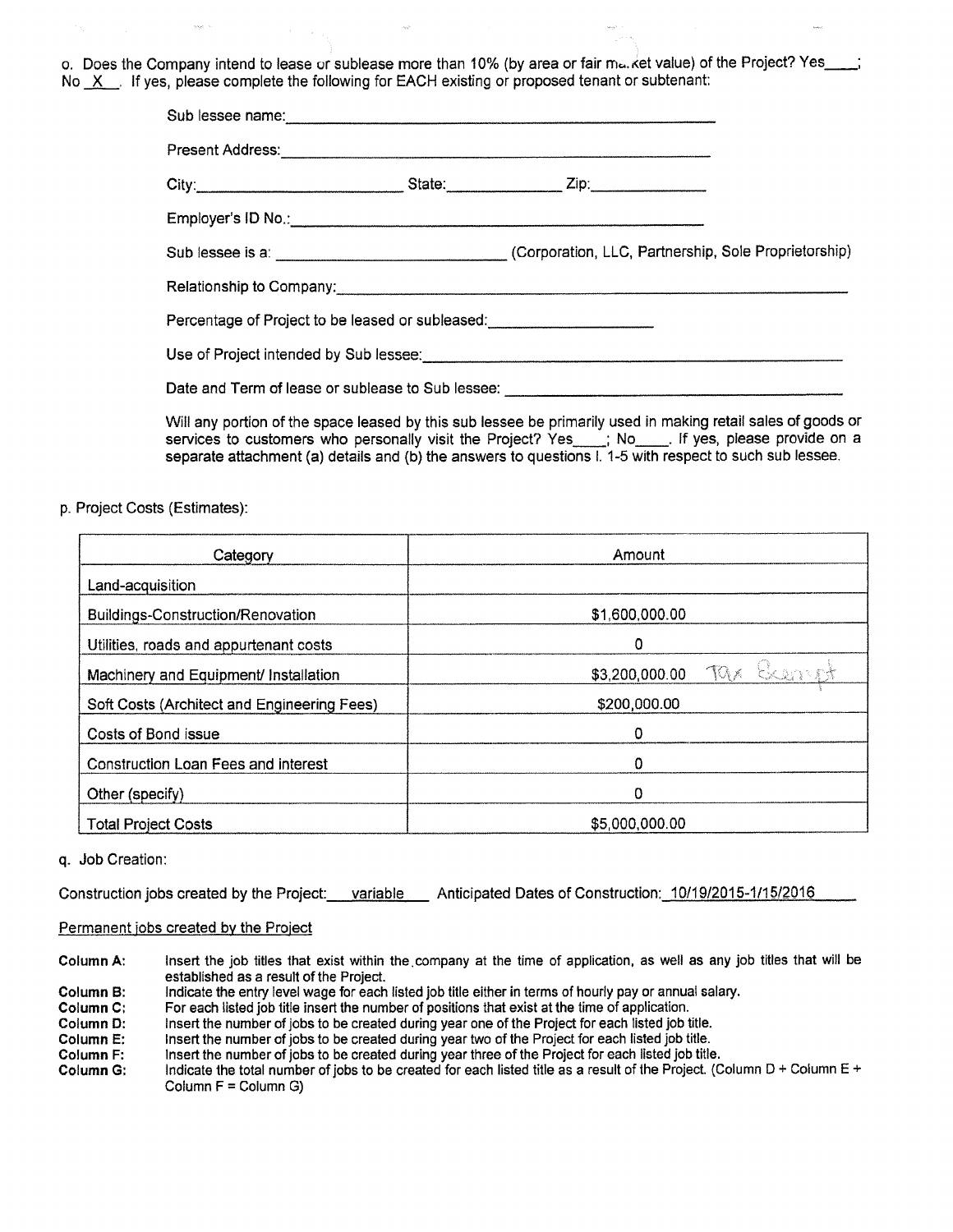o. Does the Company intend to lease or sublease more than 10% (by area or fair market value) of the Project? Yes____; No _X_. If yes, please complete the following for EACH existing or proposed tenant or subtenant:

Sub lessee name:______________________________

Present Address:______________________________

City:______________ State:__________ Zip:__________

Employer's ID No.:______________________________

Sub lessee is a: ______________________ (Corporation, LLC, Partnership, Sole Proprietorship)

Relationship to Company:______________________________

Percentage of Project to be leased or subleased:______________

Use of Project intended by Sub lessee:______________________________

Date and Term of lease or sublease to Sub lessee: ______________________________

Will any portion of the space leased by this sub lessee be primarily used in making retail sales of goods or services to customers who personally visit the Project? Yes____; No____. If yes, please provide on a separate attachment (a) details and (b) the answers to questions I. 1-5 with respect to such sub lessee.

p. Project Costs (Estimates):

| Category | Amount |
|---|---|
| Land-acquisition | |
| Buildings-Construction/Renovation | $1,600,000.00 |
| Utilities, roads and appurtenant costs | 0 |
| Machinery and Equipment/ Installation | $3,200,000.00 Tax Exempt |
| Soft Costs (Architect and Engineering Fees) | $200,000.00 |
| Costs of Bond issue | 0 |
| Construction Loan Fees and interest | 0 |
| Other (specify) | 0 |
| Total Project Costs | $5,000,000.00 |

q. Job Creation:

Construction jobs created by the Project: variable Anticipated Dates of Construction: 10/19/2015-1/15/2016

Permanent jobs created by the Project

**Column A:** Insert the job titles that exist within the company at the time of application, as well as any job titles that will be established as a result of the Project.

**Column B:** Indicate the entry level wage for each listed job title either in terms of hourly pay or annual salary.

**Column C:** For each listed job title insert the number of positions that exist at the time of application.

**Column D:** Insert the number of jobs to be created during year one of the Project for each listed job title.

**Column E:** Insert the number of jobs to be created during year two of the Project for each listed job title.

**Column F:** Insert the number of jobs to be created during year three of the Project for each listed job title.

**Column G:** Indicate the total number of jobs to be created for each listed title as a result of the Project. (Column D + Column E + Column F = Column G)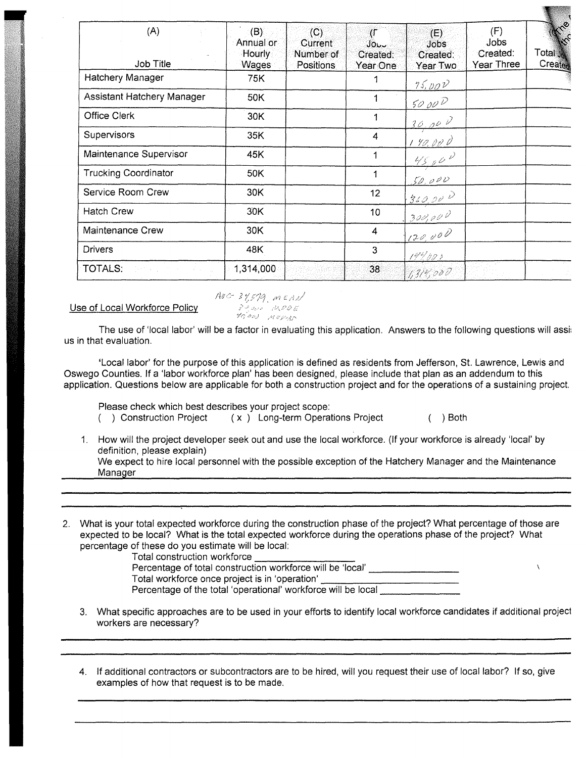| (A) Job Title | (B) Annual or Hourly Wages | (C) Current Number of Positions | (D) Jobs Created: Year One | (E) Jobs Created: Year Two | (F) Jobs Created: Year Three | Total Jobs Created |
|---|---|---|---|---|---|---|
| Hatchery Manager | 75K | | 1 | 75,000 | | |
| Assistant Hatchery Manager | 50K | | 1 | 50,000 | | |
| Office Clerk | 30K | | 1 | 30,000 | | |
| Supervisors | 35K | | 4 | 140,000 | | |
| Maintenance Supervisor | 45K | | 1 | 45,000 | | |
| Trucking Coordinator | 50K | | 1 | 50,000 | | |
| Service Room Crew | 30K | | 12 | 360,000 | | |
| Hatch Crew | 30K | | 10 | 300,000 | | |
| Maintenance Crew | 30K | | 4 | 120,000 | | |
| Drivers | 48K | | 3 | 144,000 | | |
| TOTALS: | 1,314,000 | | 38 | 1,314,000 | | |

AVG 34,579 MEAN
30,000 MODE
40,000 MEDIAN

Use of Local Workforce Policy

The use of 'local labor' will be a factor in evaluating this application. Answers to the following questions will assist us in that evaluation.

'Local labor' for the purpose of this application is defined as residents from Jefferson, St. Lawrence, Lewis and Oswego Counties. If a 'labor workforce plan' has been designed, please include that plan as an addendum to this application. Questions below are applicable for both a construction project and for the operations of a sustaining project.

Please check which best describes your project scope:
( ) Construction Project ( x ) Long-term Operations Project ( ) Both

1. How will the project developer seek out and use the local workforce. (If your workforce is already 'local' by definition, please explain)
   We expect to hire local personnel with the possible exception of the Hatchery Manager and the Maintenance Manager

2. What is your total expected workforce during the construction phase of the project? What percentage of those are expected to be local? What is the total expected workforce during the operations phase of the project? What percentage of these do you estimate will be local:
   - Total construction workforce ____________
   - Percentage of total construction workforce will be 'local' ____________
   - Total workforce once project is in 'operation' ____________
   - Percentage of the total 'operational' workforce will be local ____________

3. What specific approaches are to be used in your efforts to identify local workforce candidates if additional project workers are necessary?

4. If additional contractors or subcontractors are to be hired, will you request their use of local labor? If so, give examples of how that request is to be made.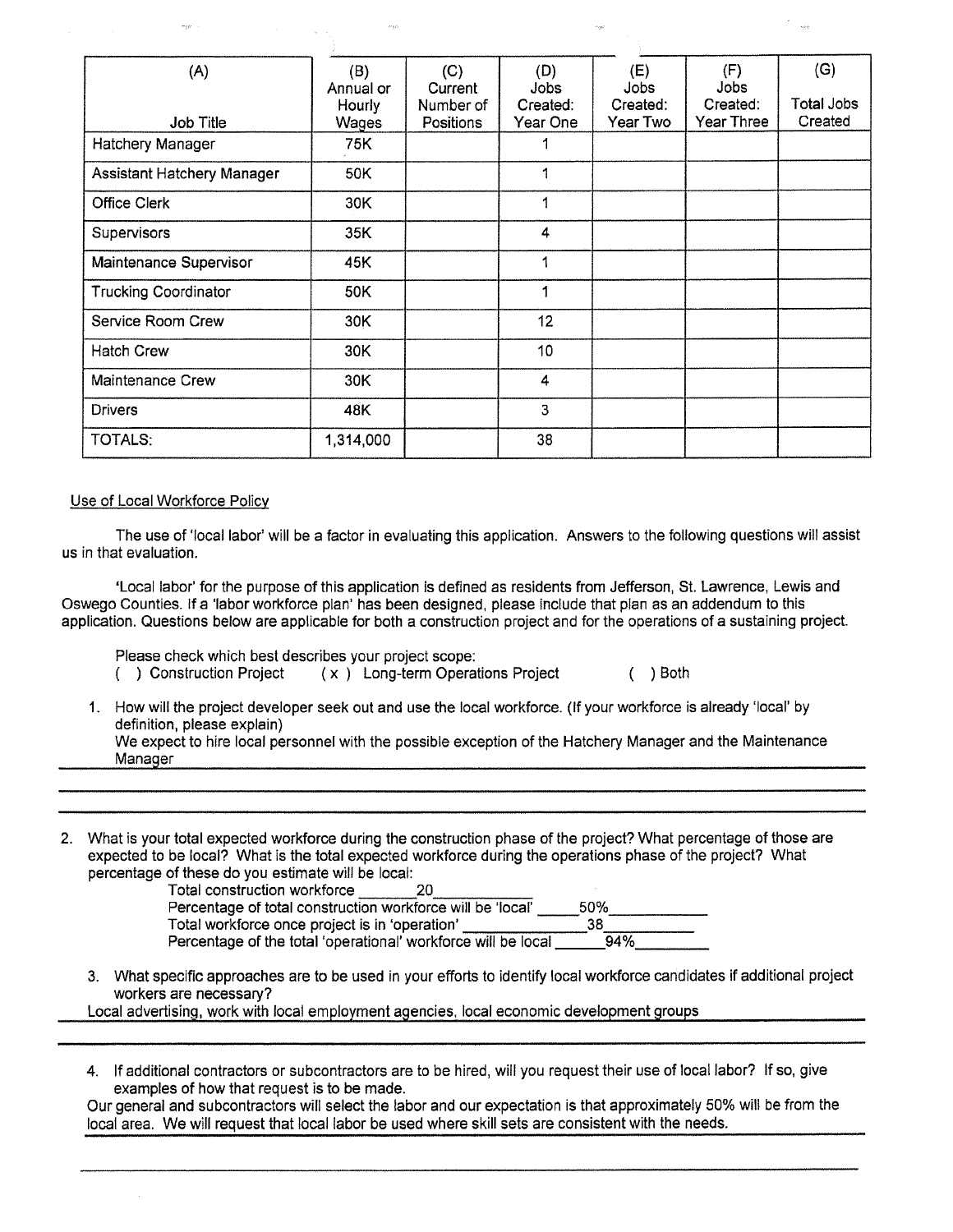| (A) Job Title | (B) Annual or Hourly Wages | (C) Current Number of Positions | (D) Jobs Created: Year One | (E) Jobs Created: Year Two | (F) Jobs Created: Year Three | (G) Total Jobs Created |
|---|---|---|---|---|---|---|
| Hatchery Manager | 75K | | 1 | | | |
| Assistant Hatchery Manager | 50K | | 1 | | | |
| Office Clerk | 30K | | 1 | | | |
| Supervisors | 35K | | 4 | | | |
| Maintenance Supervisor | 45K | | 1 | | | |
| Trucking Coordinator | 50K | | 1 | | | |
| Service Room Crew | 30K | | 12 | | | |
| Hatch Crew | 30K | | 10 | | | |
| Maintenance Crew | 30K | | 4 | | | |
| Drivers | 48K | | 3 | | | |
| TOTALS: | 1,314,000 | | 38 | | | |

Use of Local Workforce Policy

The use of 'local labor' will be a factor in evaluating this application. Answers to the following questions will assist us in that evaluation.

'Local labor' for the purpose of this application is defined as residents from Jefferson, St. Lawrence, Lewis and Oswego Counties. If a 'labor workforce plan' has been designed, please include that plan as an addendum to this application. Questions below are applicable for both a construction project and for the operations of a sustaining project.

Please check which best describes your project scope:
( ) Construction Project ( x ) Long-term Operations Project ( ) Both

1. How will the project developer seek out and use the local workforce. (If your workforce is already 'local' by definition, please explain)
   We expect to hire local personnel with the possible exception of the Hatchery Manager and the Maintenance Manager

2. What is your total expected workforce during the construction phase of the project? What percentage of those are expected to be local? What is the total expected workforce during the operations phase of the project? What percentage of these do you estimate will be local:
   - Total construction workforce 20
   - Percentage of total construction workforce will be 'local' 50%
   - Total workforce once project is in 'operation' 38
   - Percentage of the total 'operational' workforce will be local 94%

3. What specific approaches are to be used in your efforts to identify local workforce candidates if additional project workers are necessary?
   Local advertising, work with local employment agencies, local economic development groups

4. If additional contractors or subcontractors are to be hired, will you request their use of local labor? If so, give examples of how that request is to be made.
   Our general and subcontractors will select the labor and our expectation is that approximately 50% will be from the local area. We will request that local labor be used where skill sets are consistent with the needs.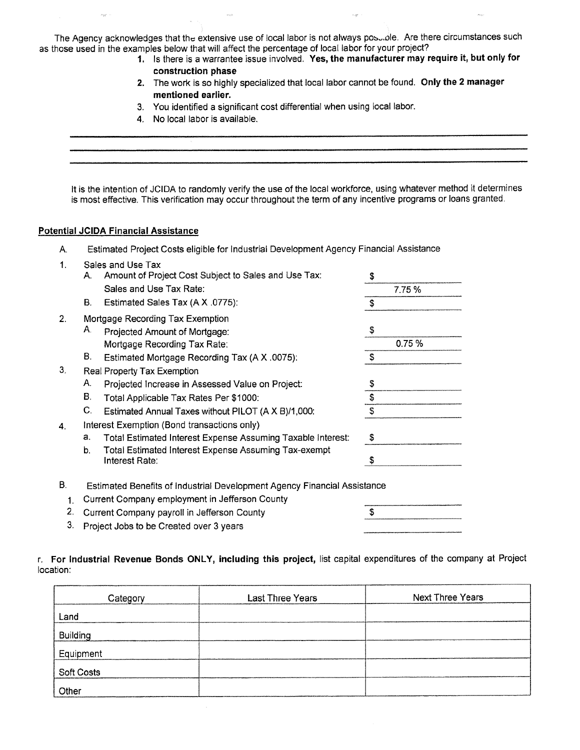The Agency acknowledges that the extensive use of local labor is not always possible. Are there circumstances such as those used in the examples below that will affect the percentage of local labor for your project?

1. Is there is a warrantee issue involved. **Yes, the manufacturer may require it, but only for construction phase**
2. The work is so highly specialized that local labor cannot be found. **Only the 2 manager mentioned earlier.**
3. You identified a significant cost differential when using local labor.
4. No local labor is available.

---

---

---

It is the intention of JCIDA to randomly verify the use of the local workforce, using whatever method it determines is most effective. This verification may occur throughout the term of any incentive programs or loans granted.

**Potential JCIDA Financial Assistance**

A. Estimated Project Costs eligible for Industrial Development Agency Financial Assistance

1. Sales and Use Tax
   - A. Amount of Project Cost Subject to Sales and Use Tax: $ \_\_\_\_\_\_
     - Sales and Use Tax Rate: 7.75 %
   - B. Estimated Sales Tax (A X .0775): $ \_\_\_\_\_\_
2. Mortgage Recording Tax Exemption
   - A. Projected Amount of Mortgage: $ \_\_\_\_\_\_
     - Mortgage Recording Tax Rate: 0.75 %
   - B. Estimated Mortgage Recording Tax (A X .0075): $ \_\_\_\_\_\_
3. Real Property Tax Exemption
   - A. Projected Increase in Assessed Value on Project: $ \_\_\_\_\_\_
   - B. Total Applicable Tax Rates Per $1000: $ \_\_\_\_\_\_
   - C. Estimated Annual Taxes without PILOT (A X B)/1,000: $ \_\_\_\_\_\_
4. Interest Exemption (Bond transactions only)
   - a. Total Estimated Interest Expense Assuming Taxable Interest: $ \_\_\_\_\_\_
   - b. Total Estimated Interest Expense Assuming Tax-exempt Interest Rate: $ \_\_\_\_\_\_

B. Estimated Benefits of Industrial Development Agency Financial Assistance

1. Current Company employment in Jefferson County \_\_\_\_\_\_
2. Current Company payroll in Jefferson County $ \_\_\_\_\_\_
3. Project Jobs to be Created over 3 years \_\_\_\_\_\_

r. **For Industrial Revenue Bonds ONLY, including this project,** list capital expenditures of the company at Project location:

| Category | Last Three Years | Next Three Years |
| --- | --- | --- |
| Land | | |
| Building | | |
| Equipment | | |
| Soft Costs | | |
| Other | | |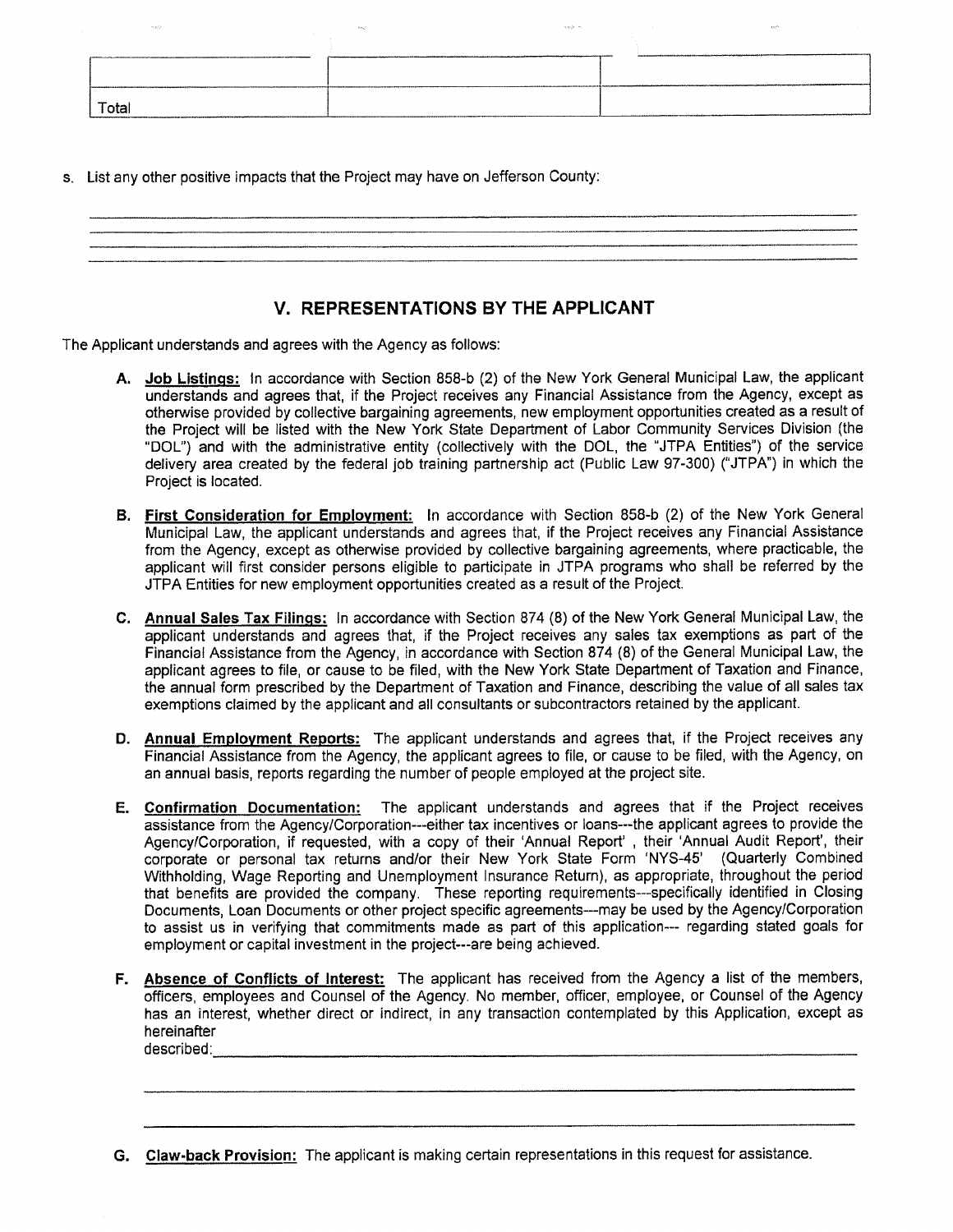| | | |
|---|---|---|
| | | |
| Total | | |

s. List any other positive impacts that the Project may have on Jefferson County:

______________________________________________________________________________
______________________________________________________________________________
______________________________________________________________________________
______________________________________________________________________________

## V. REPRESENTATIONS BY THE APPLICANT

The Applicant understands and agrees with the Agency as follows:

A. **Job Listings:** In accordance with Section 858-b (2) of the New York General Municipal Law, the applicant understands and agrees that, if the Project receives any Financial Assistance from the Agency, except as otherwise provided by collective bargaining agreements, new employment opportunities created as a result of the Project will be listed with the New York State Department of Labor Community Services Division (the "DOL") and with the administrative entity (collectively with the DOL, the "JTPA Entities") of the service delivery area created by the federal job training partnership act (Public Law 97-300) ("JTPA") in which the Project is located.

B. **First Consideration for Employment:** In accordance with Section 858-b (2) of the New York General Municipal Law, the applicant understands and agrees that, if the Project receives any Financial Assistance from the Agency, except as otherwise provided by collective bargaining agreements, where practicable, the applicant will first consider persons eligible to participate in JTPA programs who shall be referred by the JTPA Entities for new employment opportunities created as a result of the Project.

C. **Annual Sales Tax Filings:** In accordance with Section 874 (8) of the New York General Municipal Law, the applicant understands and agrees that, if the Project receives any sales tax exemptions as part of the Financial Assistance from the Agency, in accordance with Section 874 (8) of the General Municipal Law, the applicant agrees to file, or cause to be filed, with the New York State Department of Taxation and Finance, the annual form prescribed by the Department of Taxation and Finance, describing the value of all sales tax exemptions claimed by the applicant and all consultants or subcontractors retained by the applicant.

D. **Annual Employment Reports:** The applicant understands and agrees that, if the Project receives any Financial Assistance from the Agency, the applicant agrees to file, or cause to be filed, with the Agency, on an annual basis, reports regarding the number of people employed at the project site.

E. **Confirmation Documentation:** The applicant understands and agrees that if the Project receives assistance from the Agency/Corporation---either tax incentives or loans---the applicant agrees to provide the Agency/Corporation, if requested, with a copy of their 'Annual Report' , their 'Annual Audit Report', their corporate or personal tax returns and/or their New York State Form 'NYS-45' (Quarterly Combined Withholding, Wage Reporting and Unemployment Insurance Return), as appropriate, throughout the period that benefits are provided the company. These reporting requirements---specifically identified in Closing Documents, Loan Documents or other project specific agreements---may be used by the Agency/Corporation to assist us in verifying that commitments made as part of this application--- regarding stated goals for employment or capital investment in the project---are being achieved.

F. **Absence of Conflicts of Interest:** The applicant has received from the Agency a list of the members, officers, employees and Counsel of the Agency. No member, officer, employee, or Counsel of the Agency has an interest, whether direct or indirect, in any transaction contemplated by this Application, except as hereinafter described:______________________________________________________________

______________________________________________________________________________

______________________________________________________________________________

G. **Claw-back Provision:** The applicant is making certain representations in this request for assistance.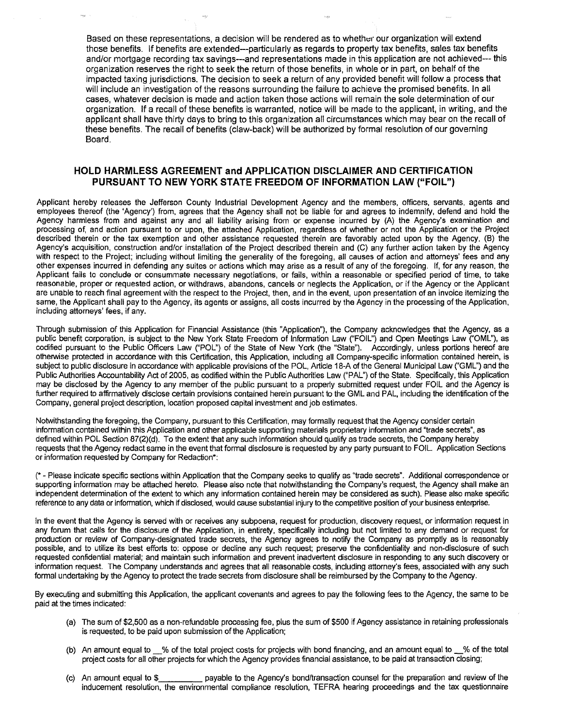Based on these representations, a decision will be rendered as to whether our organization will extend those benefits. If benefits are extended---particularly as regards to property tax benefits, sales tax benefits and/or mortgage recording tax savings---and representations made in this application are not achieved--- this organization reserves the right to seek the return of those benefits, in whole or in part, on behalf of the impacted taxing jurisdictions. The decision to seek a return of any provided benefit will follow a process that will include an investigation of the reasons surrounding the failure to achieve the promised benefits. In all cases, whatever decision is made and action taken those actions will remain the sole determination of our organization. If a recall of these benefits is warranted, notice will be made to the applicant, in writing, and the applicant shall have thirty days to bring to this organization all circumstances which may bear on the recall of these benefits. The recall of benefits (claw-back) will be authorized by formal resolution of our governing Board.

## HOLD HARMLESS AGREEMENT and APPLICATION DISCLAIMER AND CERTIFICATION PURSUANT TO NEW YORK STATE FREEDOM OF INFORMATION LAW ("FOIL")

Applicant hereby releases the Jefferson County Industrial Development Agency and the members, officers, servants, agents and employees thereof (the 'Agency') from, agrees that the Agency shall not be liable for and agrees to indemnify, defend and hold the Agency harmless from and against any and all liability arising from or expense incurred by (A) the Agency's examination and processing of, and action pursuant to or upon, the attached Application, regardless of whether or not the Application or the Project described therein or the tax exemption and other assistance requested therein are favorably acted upon by the Agency, (B) the Agency's acquisition, construction and/or installation of the Project described therein and (C) any further action taken by the Agency with respect to the Project; including without limiting the generality of the foregoing, all causes of action and attorneys' fees and any other expenses incurred in defending any suites or actions which may arise as a result of any of the foregoing. If, for any reason, the Applicant fails to conclude or consummate necessary negotiations, or fails, within a reasonable or specified period of time, to take reasonable, proper or requested action, or withdraws, abandons, cancels or neglects the Application, or if the Agency or the Applicant are unable to reach final agreement with the respect to the Project, then, and in the event, upon presentation of an invoice itemizing the same, the Applicant shall pay to the Agency, its agents or assigns, all costs incurred by the Agency in the processing of the Application, including attorneys' fees, if any.

Through submission of this Application for Financial Assistance (this "Application"), the Company acknowledges that the Agency, as a public benefit corporation, is subject to the New York State Freedom of Information Law ("FOIL") and Open Meetings Law ("OML"), as codified pursuant to the Public Officers Law ("POL") of the State of New York (the "State"). Accordingly, unless portions hereof are otherwise protected in accordance with this Certification, this Application, including all Company-specific information contained herein, is subject to public disclosure in accordance with applicable provisions of the POL, Article 18-A of the General Municipal Law ("GML") and the Public Authorities Accountability Act of 2005, as codified within the Public Authorities Law ("PAL") of the State. Specifically, this Application may be disclosed by the Agency to any member of the public pursuant to a properly submitted request under FOIL and the Agency is further required to affirmatively disclose certain provisions contained herein pursuant to the GML and PAL, including the identification of the Company, general project description, location proposed capital investment and job estimates.

Notwithstanding the foregoing, the Company, pursuant to this Certification, may formally request that the Agency consider certain information contained within this Application and other applicable supporting materials proprietary information and "trade secrets", as defined within POL Section 87(2)(d). To the extent that any such information should qualify as trade secrets, the Company hereby requests that the Agency redact same in the event that formal disclosure is requested by any party pursuant to FOIL. Application Sections or information requested by Company for Redaction*:

(* - Please indicate specific sections within Application that the Company seeks to qualify as "trade secrets". Additional correspondence or supporting information may be attached hereto. Please also note that notwithstanding the Company's request, the Agency shall make an independent determination of the extent to which any information contained herein may be considered as such). Please also make specific reference to any data or information, which if disclosed, would cause substantial injury to the competitive position of your business enterprise.

In the event that the Agency is served with or receives any subpoena, request for production, discovery request, or information request in any forum that calls for the disclosure of the Application, in entirety, specifically including but not limited to any demand or request for production or review of Company-designated trade secrets, the Agency agrees to notify the Company as promptly as is reasonably possible, and to utilize its best efforts to: oppose or decline any such request; preserve the confidentiality and non-disclosure of such requested confidential material; and maintain such information and prevent inadvertent disclosure in responding to any such discovery or information request. The Company understands and agrees that all reasonable costs, including attorney's fees, associated with any such formal undertaking by the Agency to protect the trade secrets from disclosure shall be reimbursed by the Company to the Agency.

By executing and submitting this Application, the applicant covenants and agrees to pay the following fees to the Agency, the same to be paid at the times indicated:

(a) The sum of $2,500 as a non-refundable processing fee, plus the sum of $500 if Agency assistance in retaining professionals is requested, to be paid upon submission of the Application;

(b) An amount equal to __% of the total project costs for projects with bond financing, and an amount equal to __% of the total project costs for all other projects for which the Agency provides financial assistance, to be paid at transaction closing;

(c) An amount equal to $_________ payable to the Agency's bond/transaction counsel for the preparation and review of the inducement resolution, the environmental compliance resolution, TEFRA hearing proceedings and the tax questionnaire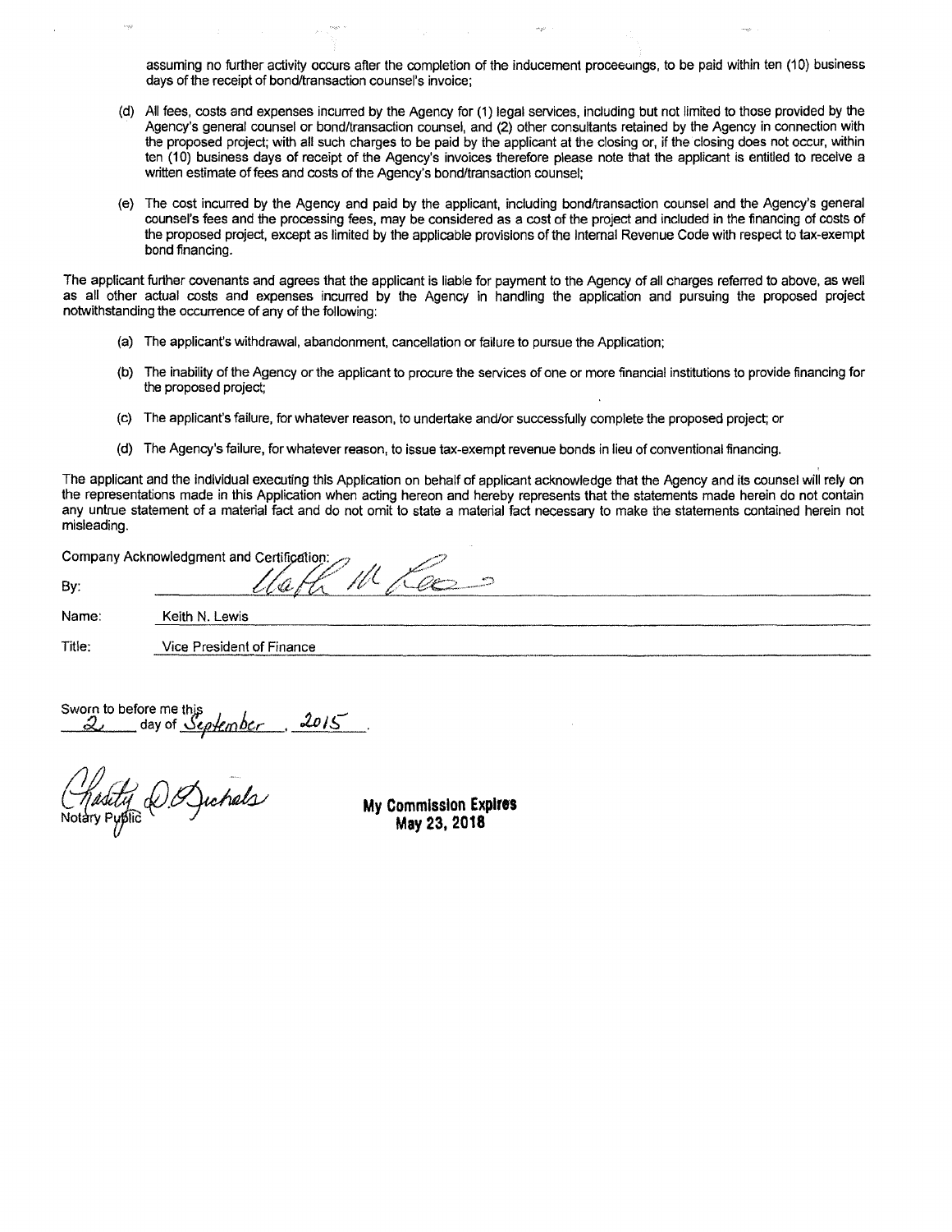assuming no further activity occurs after the completion of the inducement proceedings, to be paid within ten (10) business days of the receipt of bond/transaction counsel's invoice;

(d) All fees, costs and expenses incurred by the Agency for (1) legal services, including but not limited to those provided by the Agency's general counsel or bond/transaction counsel, and (2) other consultants retained by the Agency in connection with the proposed project; with all such charges to be paid by the applicant at the closing or, if the closing does not occur, within ten (10) business days of receipt of the Agency's invoices therefore please note that the applicant is entitled to receive a written estimate of fees and costs of the Agency's bond/transaction counsel;

(e) The cost incurred by the Agency and paid by the applicant, including bond/transaction counsel and the Agency's general counsel's fees and the processing fees, may be considered as a cost of the project and included in the financing of costs of the proposed project, except as limited by the applicable provisions of the Internal Revenue Code with respect to tax-exempt bond financing.

The applicant further covenants and agrees that the applicant is liable for payment to the Agency of all charges referred to above, as well as all other actual costs and expenses incurred by the Agency in handling the application and pursuing the proposed project notwithstanding the occurrence of any of the following:

(a) The applicant's withdrawal, abandonment, cancellation or failure to pursue the Application;

(b) The inability of the Agency or the applicant to procure the services of one or more financial institutions to provide financing for the proposed project;

(c) The applicant's failure, for whatever reason, to undertake and/or successfully complete the proposed project; or

(d) The Agency's failure, for whatever reason, to issue tax-exempt revenue bonds in lieu of conventional financing.

The applicant and the individual executing this Application on behalf of applicant acknowledge that the Agency and its counsel will rely on the representations made in this Application when acting hereon and hereby represents that the statements made herein do not contain any untrue statement of a material fact and do not omit to state a material fact necessary to make the statements contained herein not misleading.

Company Acknowledgment and Certification:

By: *Keith N. Lewis* (signature)

Name: Keith N. Lewis

Title: Vice President of Finance

Sworn to before me this 2 day of September, 2015.

*Christy D. Nichols* (signature)
Notary Public

**My Commission Expires May 23, 2018**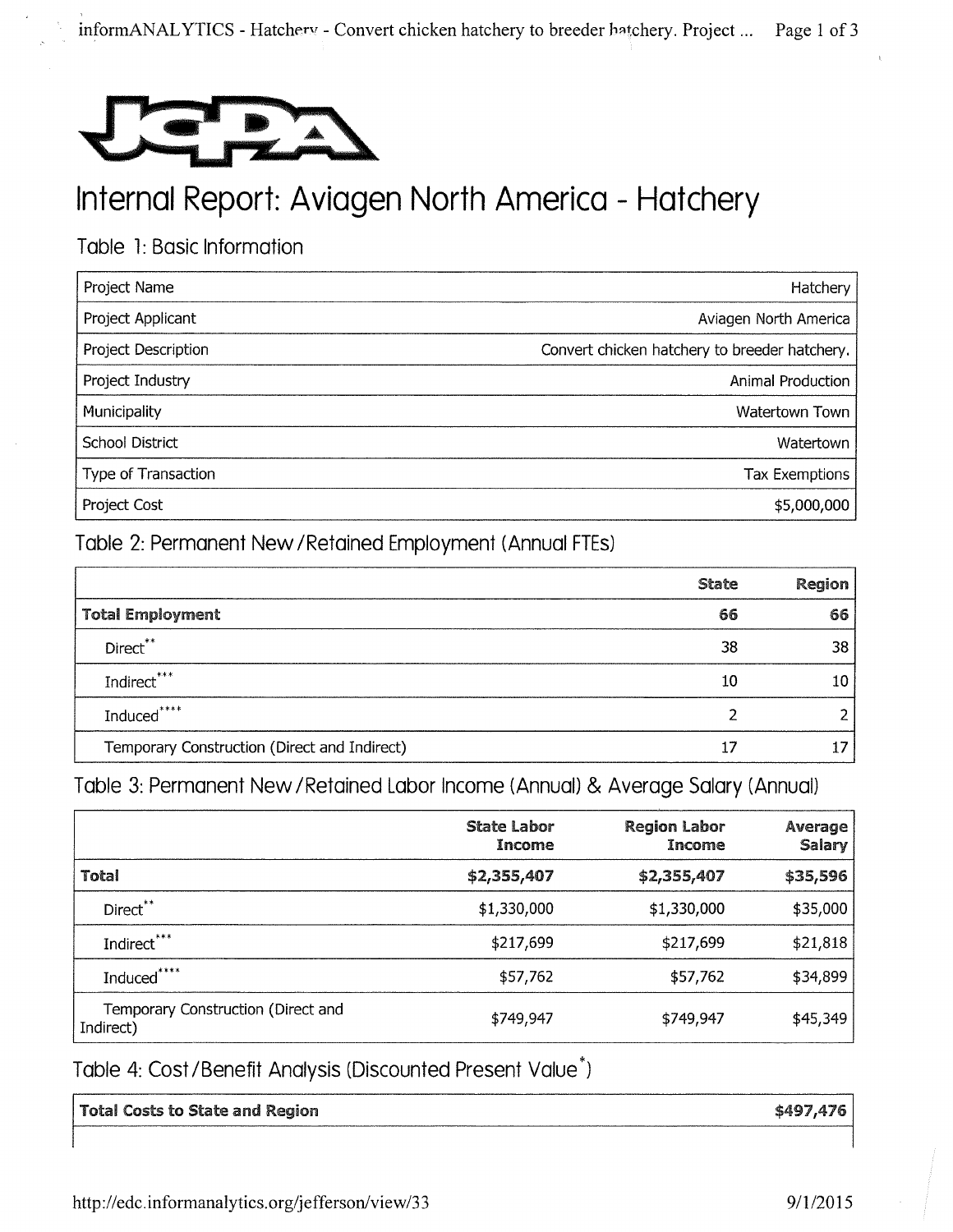# Internal Report: Aviagen North America - Hatchery

## Table 1: Basic Information

| | |
|---|---|
| Project Name | Hatchery |
| Project Applicant | Aviagen North America |
| Project Description | Convert chicken hatchery to breeder hatchery. |
| Project Industry | Animal Production |
| Municipality | Watertown Town |
| School District | Watertown |
| Type of Transaction | Tax Exemptions |
| Project Cost | $5,000,000 |

## Table 2: Permanent New/Retained Employment (Annual FTEs)

| | State | Region |
|---|---|---|
| **Total Employment** | **66** | **66** |
| Direct** | 38 | 38 |
| Indirect*** | 10 | 10 |
| Induced**** | 2 | 2 |
| Temporary Construction (Direct and Indirect) | 17 | 17 |

## Table 3: Permanent New/Retained Labor Income (Annual) & Average Salary (Annual)

| | State Labor Income | Region Labor Income | Average Salary |
|---|---|---|---|
| **Total** | **$2,355,407** | **$2,355,407** | **$35,596** |
| Direct** | $1,330,000 | $1,330,000 | $35,000 |
| Indirect*** | $217,699 | $217,699 | $21,818 |
| Induced**** | $57,762 | $57,762 | $34,899 |
| Temporary Construction (Direct and Indirect) | $749,947 | $749,947 | $45,349 |

## Table 4: Cost/Benefit Analysis (Discounted Present Value*)

| | |
|---|---|
| **Total Costs to State and Region** | **$497,476** |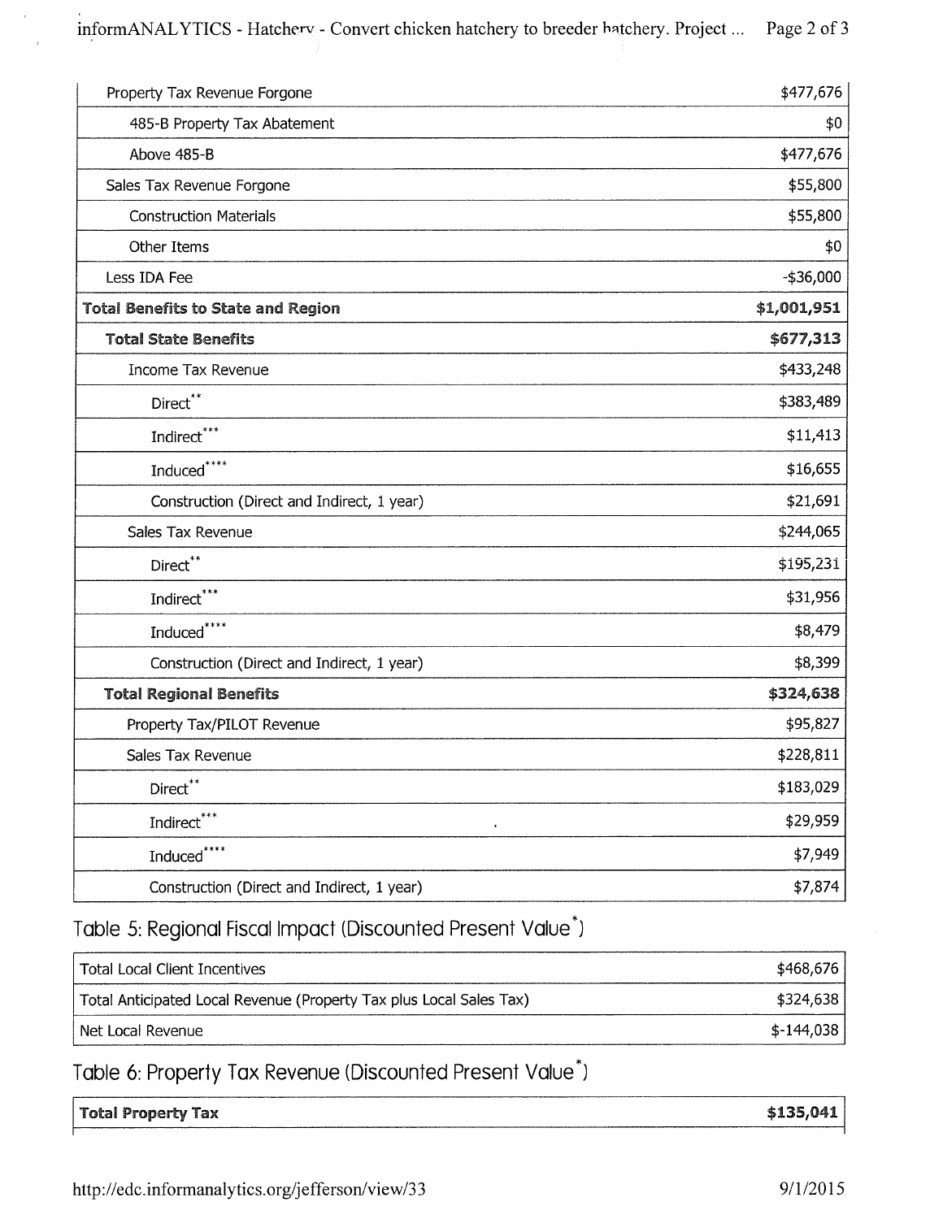| | |
|---|---|
| Property Tax Revenue Forgone | $477,676 |
| 485-B Property Tax Abatement | $0 |
| Above 485-B | $477,676 |
| Sales Tax Revenue Forgone | $55,800 |
| Construction Materials | $55,800 |
| Other Items | $0 |
| Less IDA Fee | -$36,000 |
| **Total Benefits to State and Region** | **$1,001,951** |
| **Total State Benefits** | **$677,313** |
| Income Tax Revenue | $433,248 |
| Direct** | $383,489 |
| Indirect*** | $11,413 |
| Induced**** | $16,655 |
| Construction (Direct and Indirect, 1 year) | $21,691 |
| Sales Tax Revenue | $244,065 |
| Direct** | $195,231 |
| Indirect*** | $31,956 |
| Induced**** | $8,479 |
| Construction (Direct and Indirect, 1 year) | $8,399 |
| **Total Regional Benefits** | **$324,638** |
| Property Tax/PILOT Revenue | $95,827 |
| Sales Tax Revenue | $228,811 |
| Direct** | $183,029 |
| Indirect*** | $29,959 |
| Induced**** | $7,949 |
| Construction (Direct and Indirect, 1 year) | $7,874 |

## Table 5: Regional Fiscal Impact (Discounted Present Value*)

| | |
|---|---|
| Total Local Client Incentives | $468,676 |
| Total Anticipated Local Revenue (Property Tax plus Local Sales Tax) | $324,638 |
| Net Local Revenue | $-144,038 |

## Table 6: Property Tax Revenue (Discounted Present Value*)

| | |
|---|---|
| **Total Property Tax** | **$135,041** |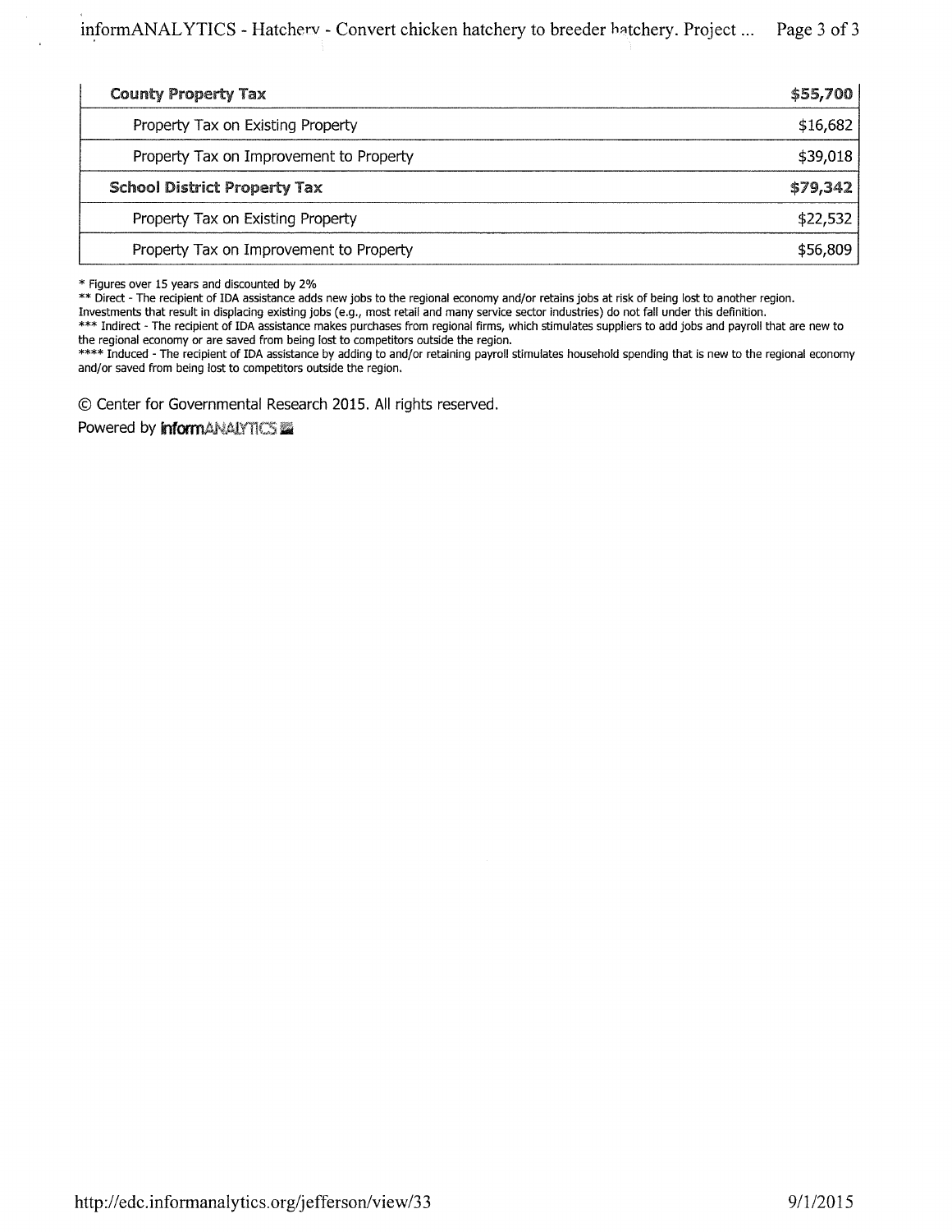| County Property Tax | $55,700 |
| --- | --- |
| Property Tax on Existing Property | $16,682 |
| Property Tax on Improvement to Property | $39,018 |
| **School District Property Tax** | **$79,342** |
| Property Tax on Existing Property | $22,532 |
| Property Tax on Improvement to Property | $56,809 |

* Figures over 15 years and discounted by 2%

** Direct - The recipient of IDA assistance adds new jobs to the regional economy and/or retains jobs at risk of being lost to another region. Investments that result in displacing existing jobs (e.g., most retail and many service sector industries) do not fall under this definition.

*** Indirect - The recipient of IDA assistance makes purchases from regional firms, which stimulates suppliers to add jobs and payroll that are new to the regional economy or are saved from being lost to competitors outside the region.

**** Induced - The recipient of IDA assistance by adding to and/or retaining payroll stimulates household spending that is new to the regional economy and/or saved from being lost to competitors outside the region.

© Center for Governmental Research 2015. All rights reserved.

Powered by informANALYTICS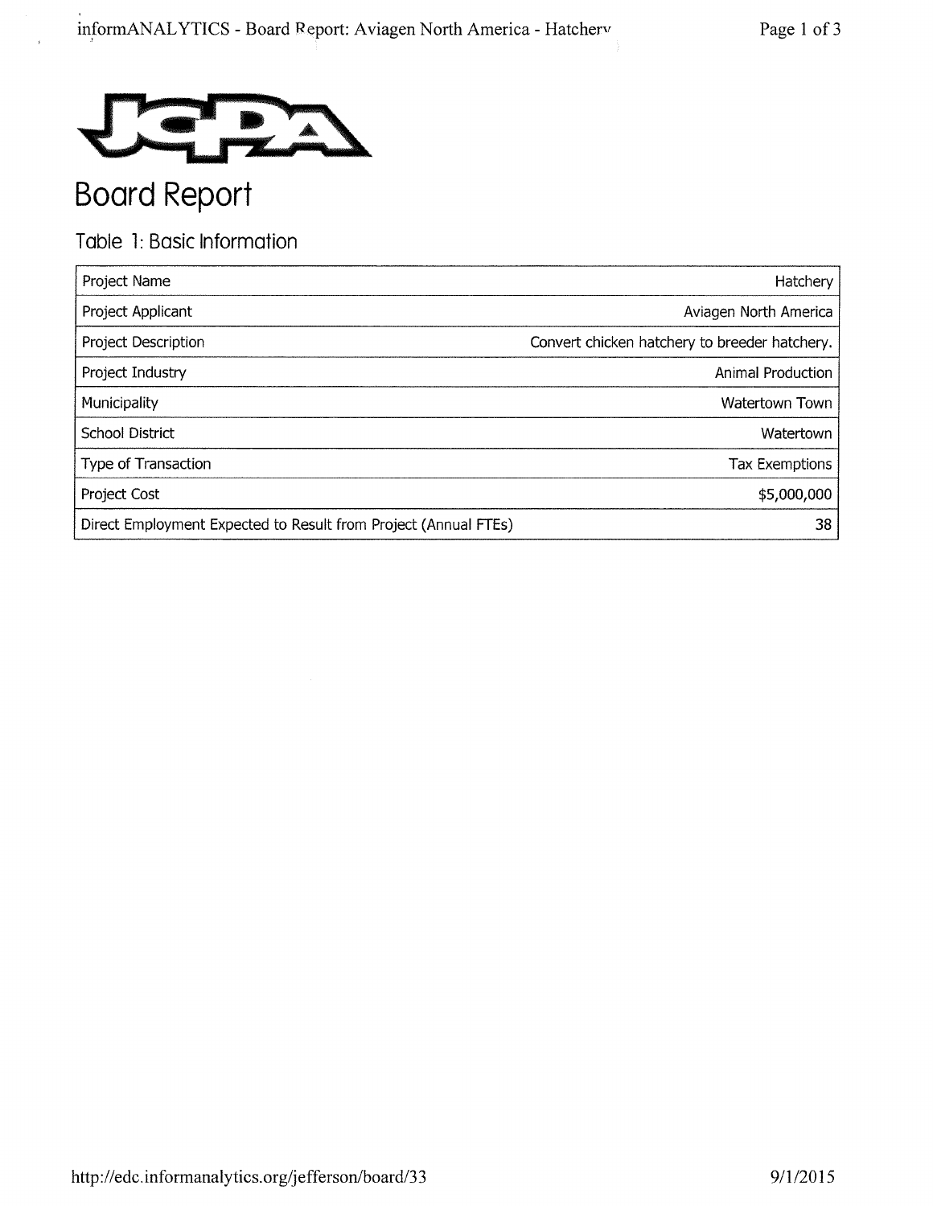# Board Report

## Table 1: Basic Information

| | |
|---|---|
| Project Name | Hatchery |
| Project Applicant | Aviagen North America |
| Project Description | Convert chicken hatchery to breeder hatchery. |
| Project Industry | Animal Production |
| Municipality | Watertown Town |
| School District | Watertown |
| Type of Transaction | Tax Exemptions |
| Project Cost | $5,000,000 |
| Direct Employment Expected to Result from Project (Annual FTEs) | 38 |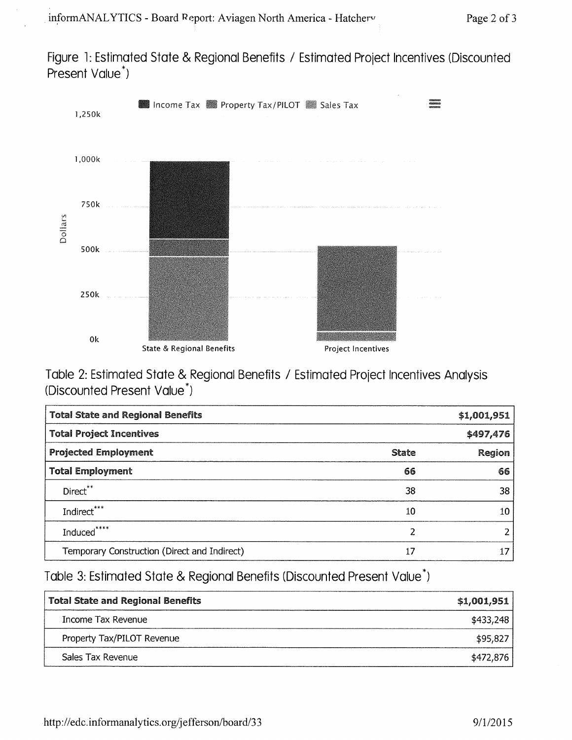## Figure 1: Estimated State & Regional Benefits / Estimated Project Incentives (Discounted Present Value*)

Income Tax | Property Tax/PILOT | Sales Tax

Dollars

1,250k
1,000k
750k
500k
250k
0k

State & Regional Benefits | Project Incentives

## Table 2: Estimated State & Regional Benefits / Estimated Project Incentives Analysis (Discounted Present Value*)

| **Total State and Regional Benefits** | | **$1,001,951** |
|---|---|---|
| **Total Project Incentives** | | **$497,476** |
| **Projected Employment** | **State** | **Region** |
| **Total Employment** | **66** | **66** |
| Direct** | 38 | 38 |
| Indirect*** | 10 | 10 |
| Induced**** | 2 | 2 |
| Temporary Construction (Direct and Indirect) | 17 | 17 |

## Table 3: Estimated State & Regional Benefits (Discounted Present Value*)

| **Total State and Regional Benefits** | **$1,001,951** |
|---|---|
| Income Tax Revenue | $433,248 |
| Property Tax/PILOT Revenue | $95,827 |
| Sales Tax Revenue | $472,876 |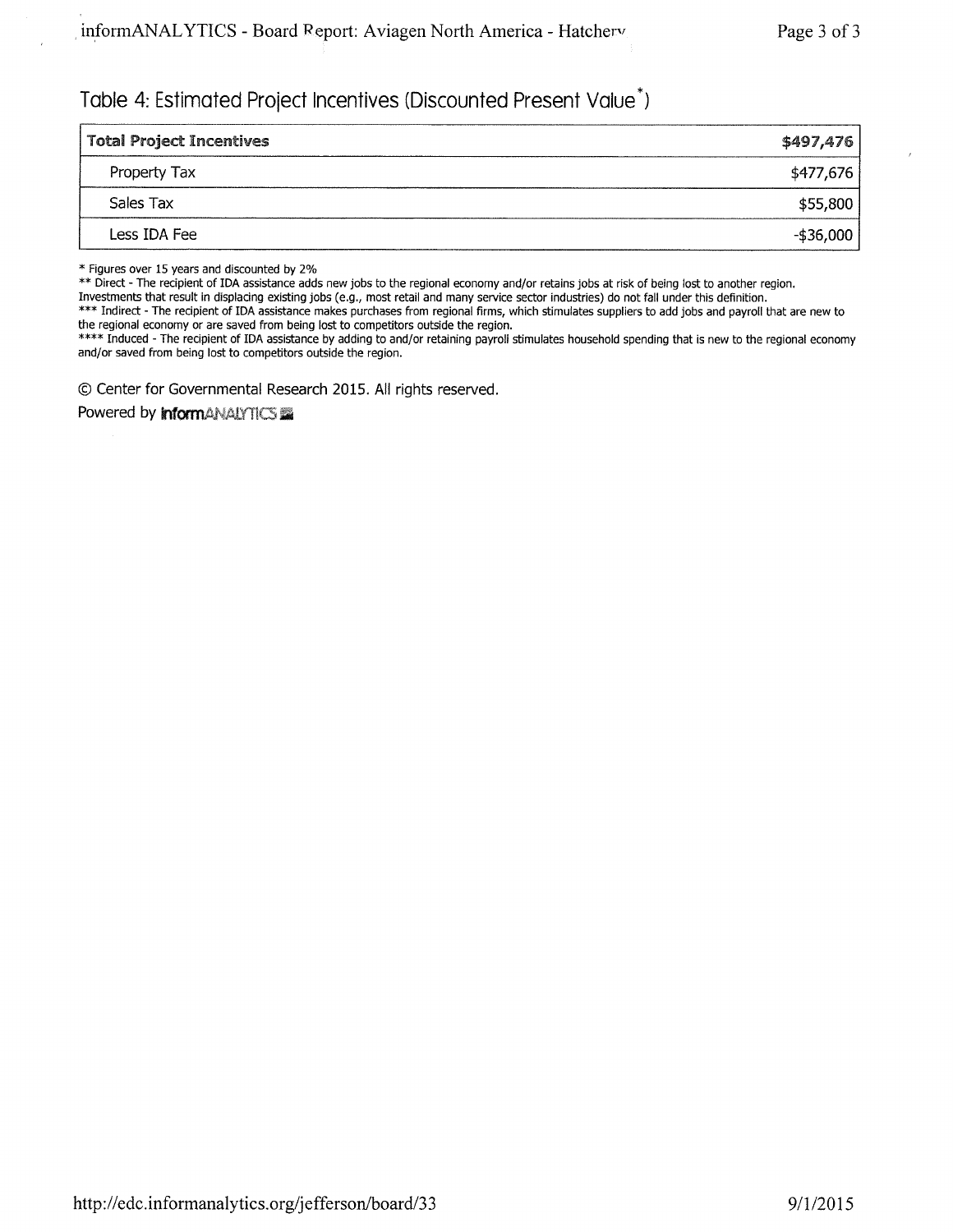## Table 4: Estimated Project Incentives (Discounted Present Value*)

| Total Project Incentives | $497,476 |
|---|---|
| Property Tax | $477,676 |
| Sales Tax | $55,800 |
| Less IDA Fee | -$36,000 |

* Figures over 15 years and discounted by 2%

** Direct - The recipient of IDA assistance adds new jobs to the regional economy and/or retains jobs at risk of being lost to another region. Investments that result in displacing existing jobs (e.g., most retail and many service sector industries) do not fall under this definition.

*** Indirect - The recipient of IDA assistance makes purchases from regional firms, which stimulates suppliers to add jobs and payroll that are new to the regional economy or are saved from being lost to competitors outside the region.

**** Induced - The recipient of IDA assistance by adding to and/or retaining payroll stimulates household spending that is new to the regional economy and/or saved from being lost to competitors outside the region.

© Center for Governmental Research 2015. All rights reserved.

Powered by informANALYTICS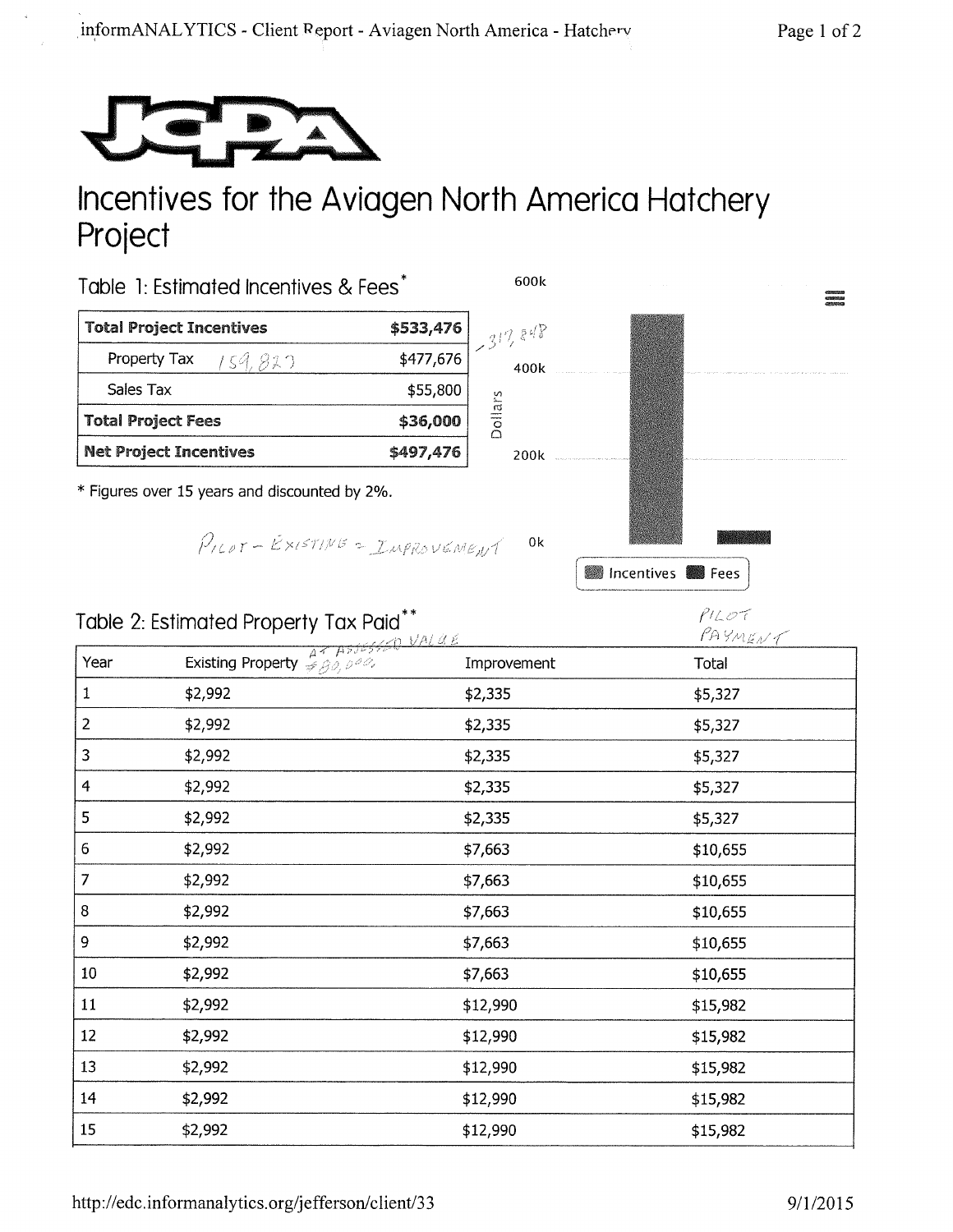JCPDA

# Incentives for the Aviagen North America Hatchery Project

## Table 1: Estimated Incentives & Fees*

| | |
|---|---|
| **Total Project Incentives** | **$533,476** |
| Property Tax 159,827 | $477,676 |
| Sales Tax | $55,800 |
| **Total Project Fees** | **$36,000** |
| **Net Project Incentives** | **$497,476** |

-317,848

\* Figures over 15 years and discounted by 2%.

PILOT - EXISTING + IMPROVEMENT

600k
400k
200k
0k
Dollars
Incentives Fees

## Table 2: Estimated Property Tax Paid**

| Year | Existing Property AT ASSESSED VALUE $80,000 | Improvement | Total PILOT PAYMENT |
|---|---|---|---|
| 1 | $2,992 | $2,335 | $5,327 |
| 2 | $2,992 | $2,335 | $5,327 |
| 3 | $2,992 | $2,335 | $5,327 |
| 4 | $2,992 | $2,335 | $5,327 |
| 5 | $2,992 | $2,335 | $5,327 |
| 6 | $2,992 | $7,663 | $10,655 |
| 7 | $2,992 | $7,663 | $10,655 |
| 8 | $2,992 | $7,663 | $10,655 |
| 9 | $2,992 | $7,663 | $10,655 |
| 10 | $2,992 | $7,663 | $10,655 |
| 11 | $2,992 | $12,990 | $15,982 |
| 12 | $2,992 | $12,990 | $15,982 |
| 13 | $2,992 | $12,990 | $15,982 |
| 14 | $2,992 | $12,990 | $15,982 |
| 15 | $2,992 | $12,990 | $15,982 |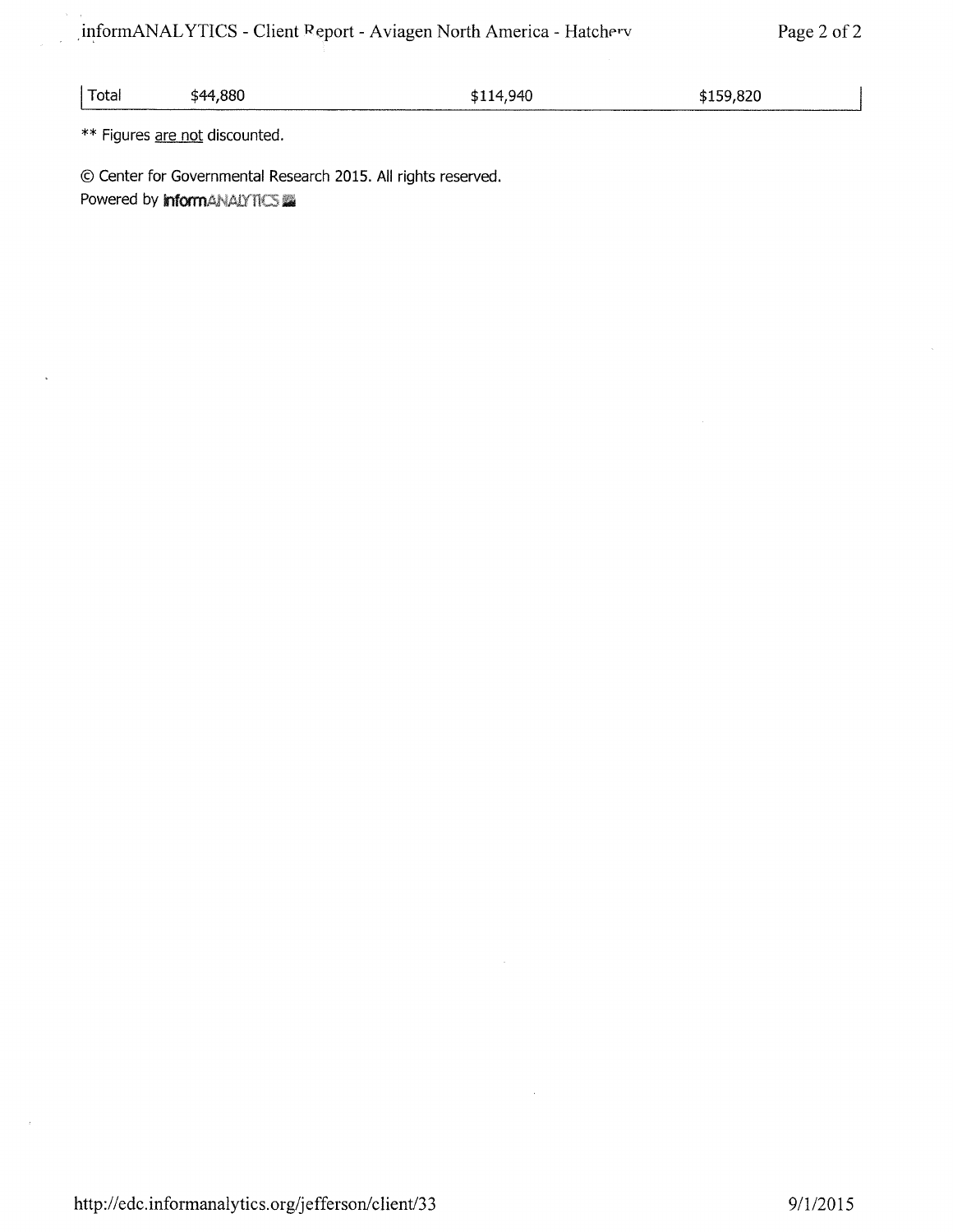| | | | |
|---|---|---|---|
| Total | $44,880 | $114,940 | $159,820 |

** Figures <u>are not</u> discounted.

© Center for Governmental Research 2015. All rights reserved.
Powered by informANALYTICS